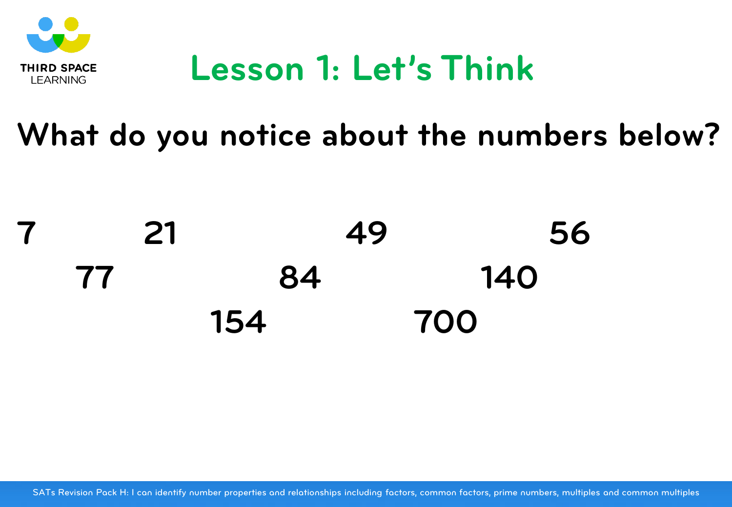# Lesson 1: Let's Think

## What do you notice about the numbers below?

7 21 49 56

77 84 140

154 700

SATs Revision Pack H: I can identify number properties and relationships including factors, common factors, prime numbers, multiples and common multiples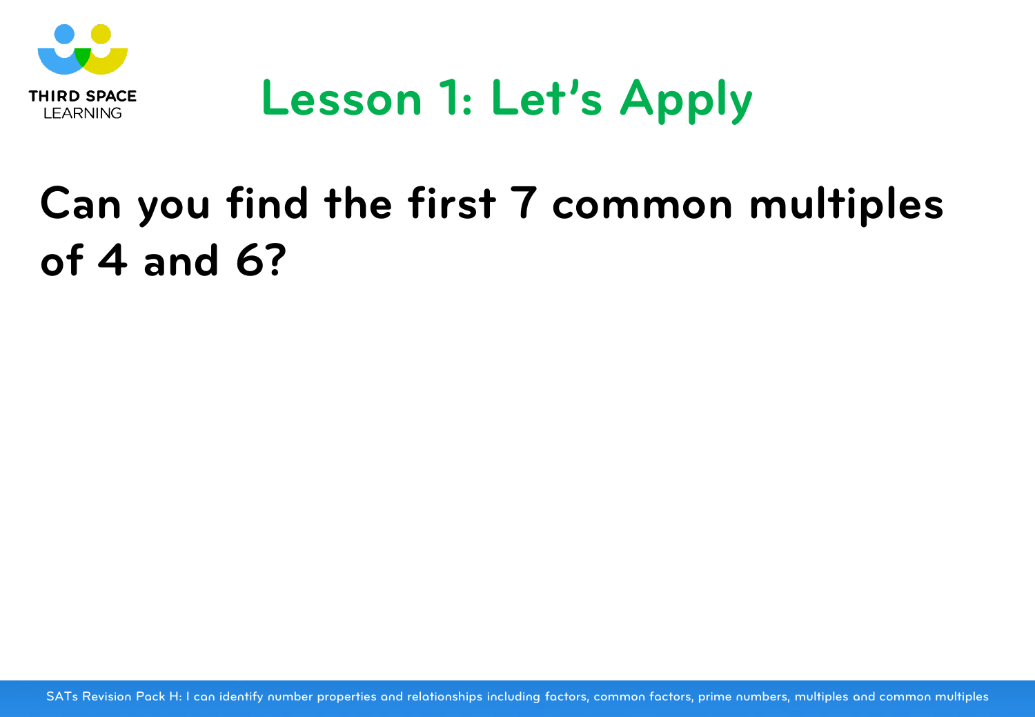# Lesson 1: Let's Apply

## Can you find the first 7 common multiples of 4 and 6?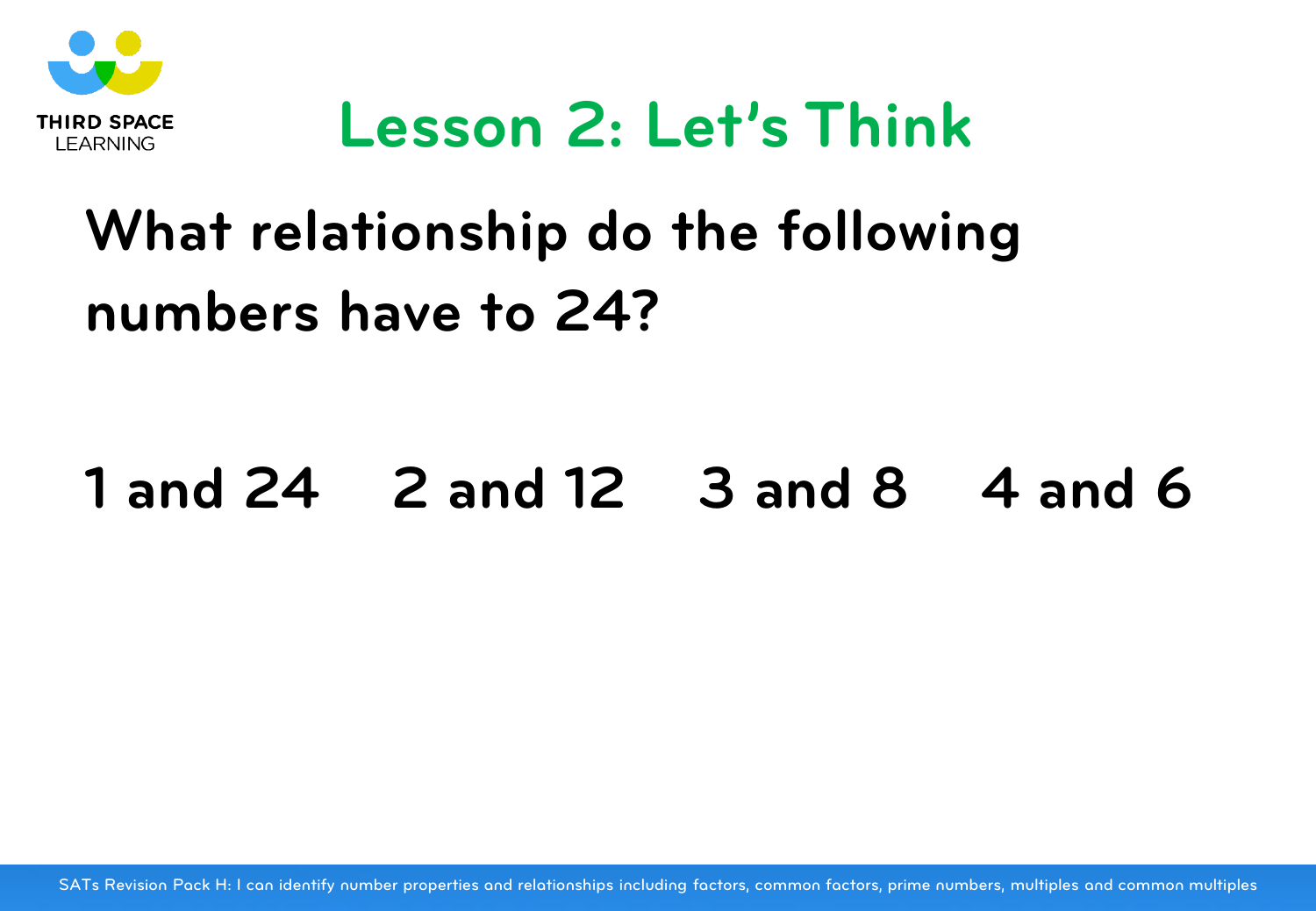# Lesson 2: Let's Think

## What relationship do the following numbers have to 24?

**1 and 24  2 and 12  3 and 8  4 and 6**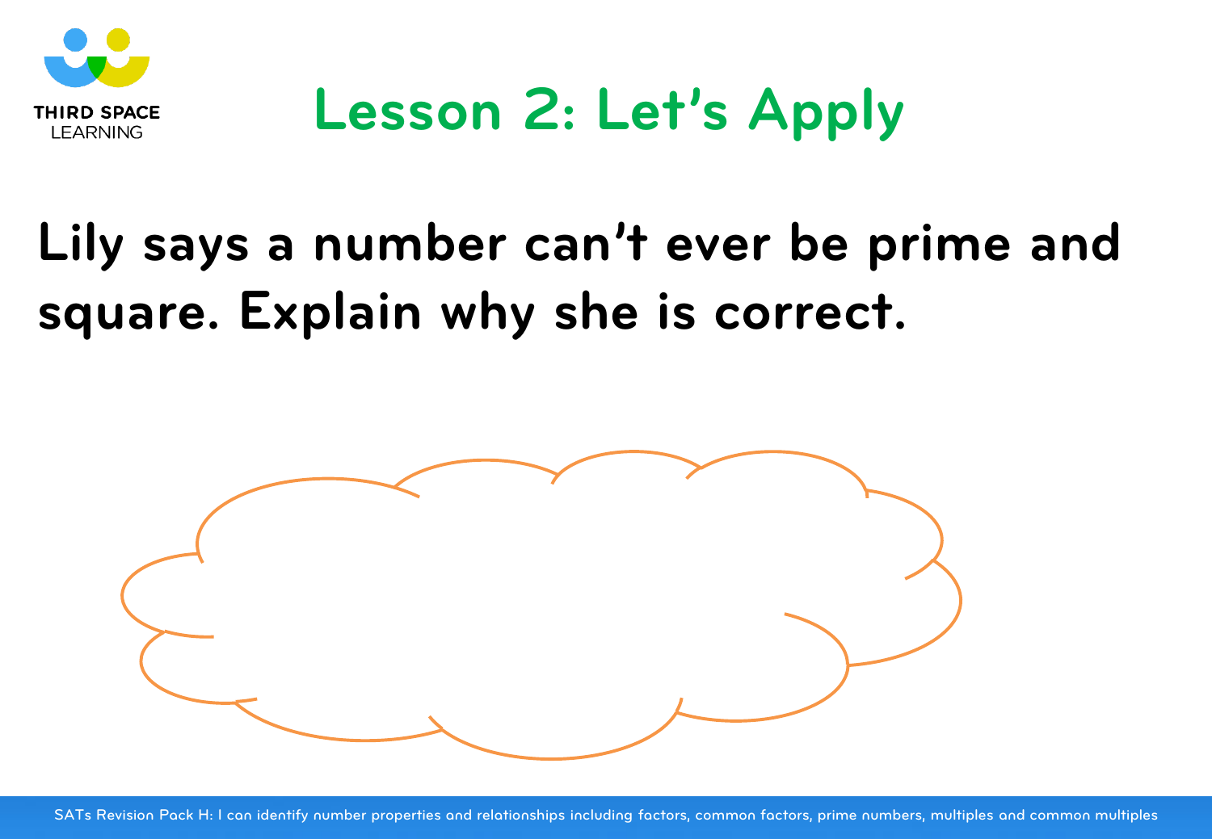# Lesson 2: Let's Apply

**Lily says a number can't ever be prime and square. Explain why she is correct.**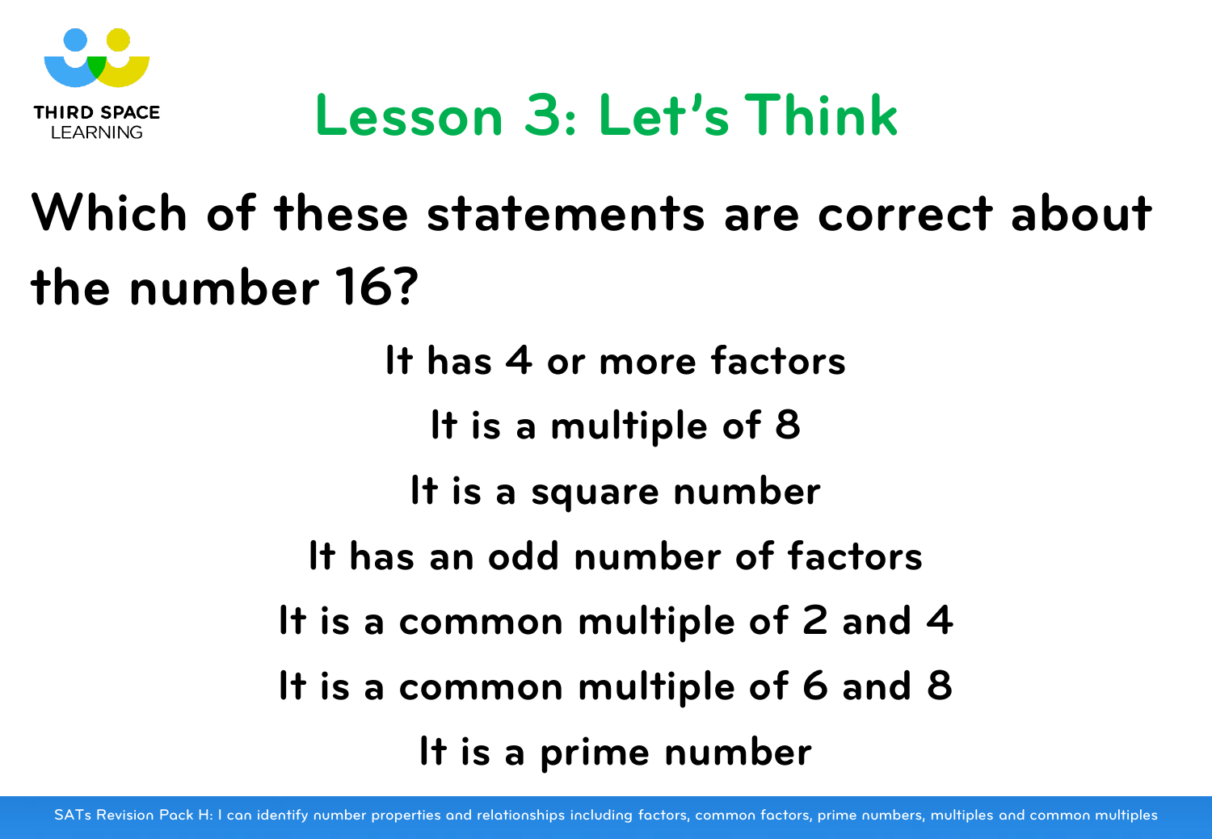# Lesson 3: Let's Think

## Which of these statements are correct about the number 16?

It has 4 or more factors

It is a multiple of 8

It is a square number

It has an odd number of factors

It is a common multiple of 2 and 4

It is a common multiple of 6 and 8

It is a prime number

SATs Revision Pack H: I can identify number properties and relationships including factors, common factors, prime numbers, multiples and common multiples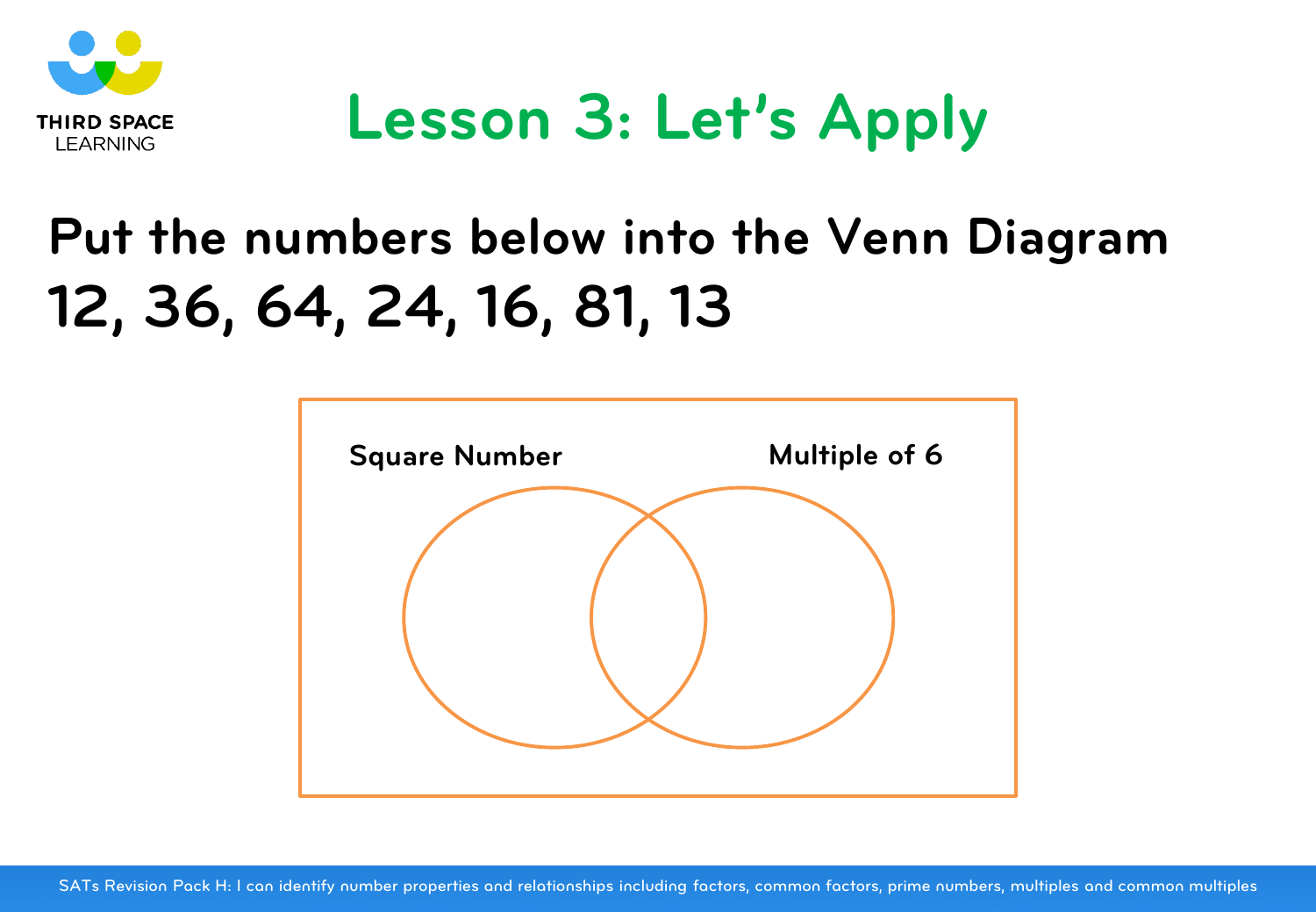# Lesson 3: Let's Apply

## Put the numbers below into the Venn Diagram

## 12, 36, 64, 24, 16, 81, 13

Square Number

Multiple of 6

SATs Revision Pack H: I can identify number properties and relationships including factors, common factors, prime numbers, multiples and common multiples